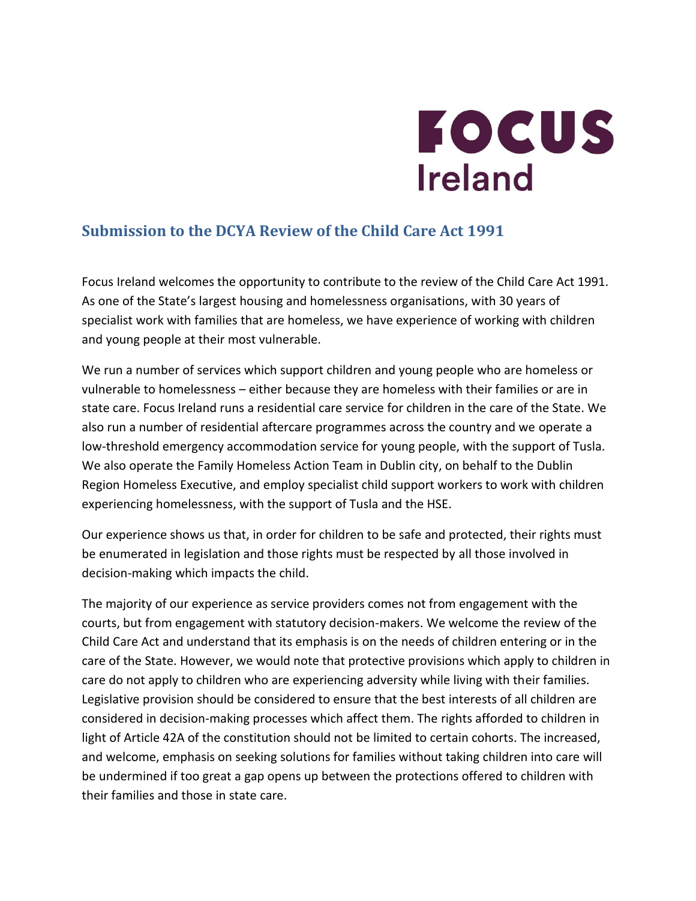FOCUS Ireland

## Submission to the DCYA Review of the Child Care Act 1991

Focus Ireland welcomes the opportunity to contribute to the review of the Child Care Act 1991. As one of the State's largest housing and homelessness organisations, with 30 years of specialist work with families that are homeless, we have experience of working with children and young people at their most vulnerable.

We run a number of services which support children and young people who are homeless or vulnerable to homelessness – either because they are homeless with their families or are in state care. Focus Ireland runs a residential care service for children in the care of the State. We also run a number of residential aftercare programmes across the country and we operate a low-threshold emergency accommodation service for young people, with the support of Tusla. We also operate the Family Homeless Action Team in Dublin city, on behalf to the Dublin Region Homeless Executive, and employ specialist child support workers to work with children experiencing homelessness, with the support of Tusla and the HSE.

Our experience shows us that, in order for children to be safe and protected, their rights must be enumerated in legislation and those rights must be respected by all those involved in decision-making which impacts the child.

The majority of our experience as service providers comes not from engagement with the courts, but from engagement with statutory decision-makers. We welcome the review of the Child Care Act and understand that its emphasis is on the needs of children entering or in the care of the State. However, we would note that protective provisions which apply to children in care do not apply to children who are experiencing adversity while living with their families. Legislative provision should be considered to ensure that the best interests of all children are considered in decision-making processes which affect them. The rights afforded to children in light of Article 42A of the constitution should not be limited to certain cohorts. The increased, and welcome, emphasis on seeking solutions for families without taking children into care will be undermined if too great a gap opens up between the protections offered to children with their families and those in state care.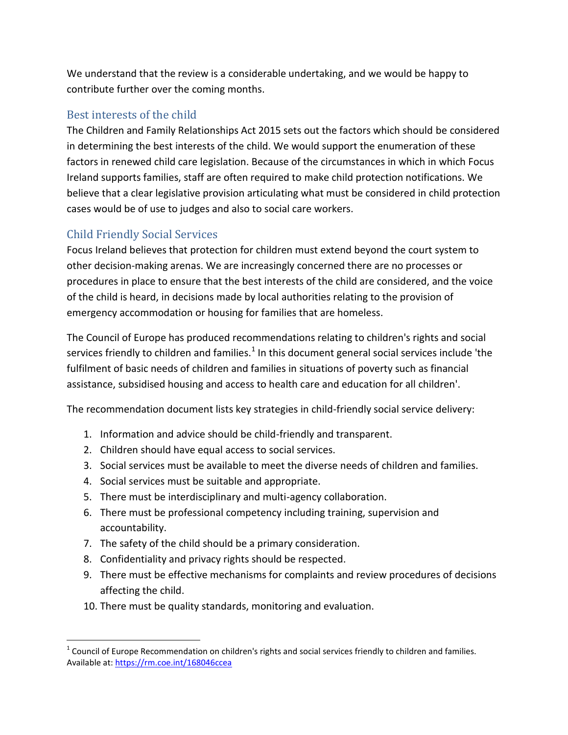We understand that the review is a considerable undertaking, and we would be happy to contribute further over the coming months.

## Best interests of the child

The Children and Family Relationships Act 2015 sets out the factors which should be considered in determining the best interests of the child. We would support the enumeration of these factors in renewed child care legislation. Because of the circumstances in which in which Focus Ireland supports families, staff are often required to make child protection notifications. We believe that a clear legislative provision articulating what must be considered in child protection cases would be of use to judges and also to social care workers.

## Child Friendly Social Services

Focus Ireland believes that protection for children must extend beyond the court system to other decision-making arenas. We are increasingly concerned there are no processes or procedures in place to ensure that the best interests of the child are considered, and the voice of the child is heard, in decisions made by local authorities relating to the provision of emergency accommodation or housing for families that are homeless.

The Council of Europe has produced recommendations relating to children's rights and social services friendly to children and families.[1] In this document general social services include 'the fulfilment of basic needs of children and families in situations of poverty such as financial assistance, subsidised housing and access to health care and education for all children'.

The recommendation document lists key strategies in child-friendly social service delivery:

1. Information and advice should be child-friendly and transparent.
2. Children should have equal access to social services.
3. Social services must be available to meet the diverse needs of children and families.
4. Social services must be suitable and appropriate.
5. There must be interdisciplinary and multi-agency collaboration.
6. There must be professional competency including training, supervision and accountability.
7. The safety of the child should be a primary consideration.
8. Confidentiality and privacy rights should be respected.
9. There must be effective mechanisms for complaints and review procedures of decisions affecting the child.
10. There must be quality standards, monitoring and evaluation.

---

[1] Council of Europe Recommendation on children's rights and social services friendly to children and families. Available at: https://rm.coe.int/168046ccea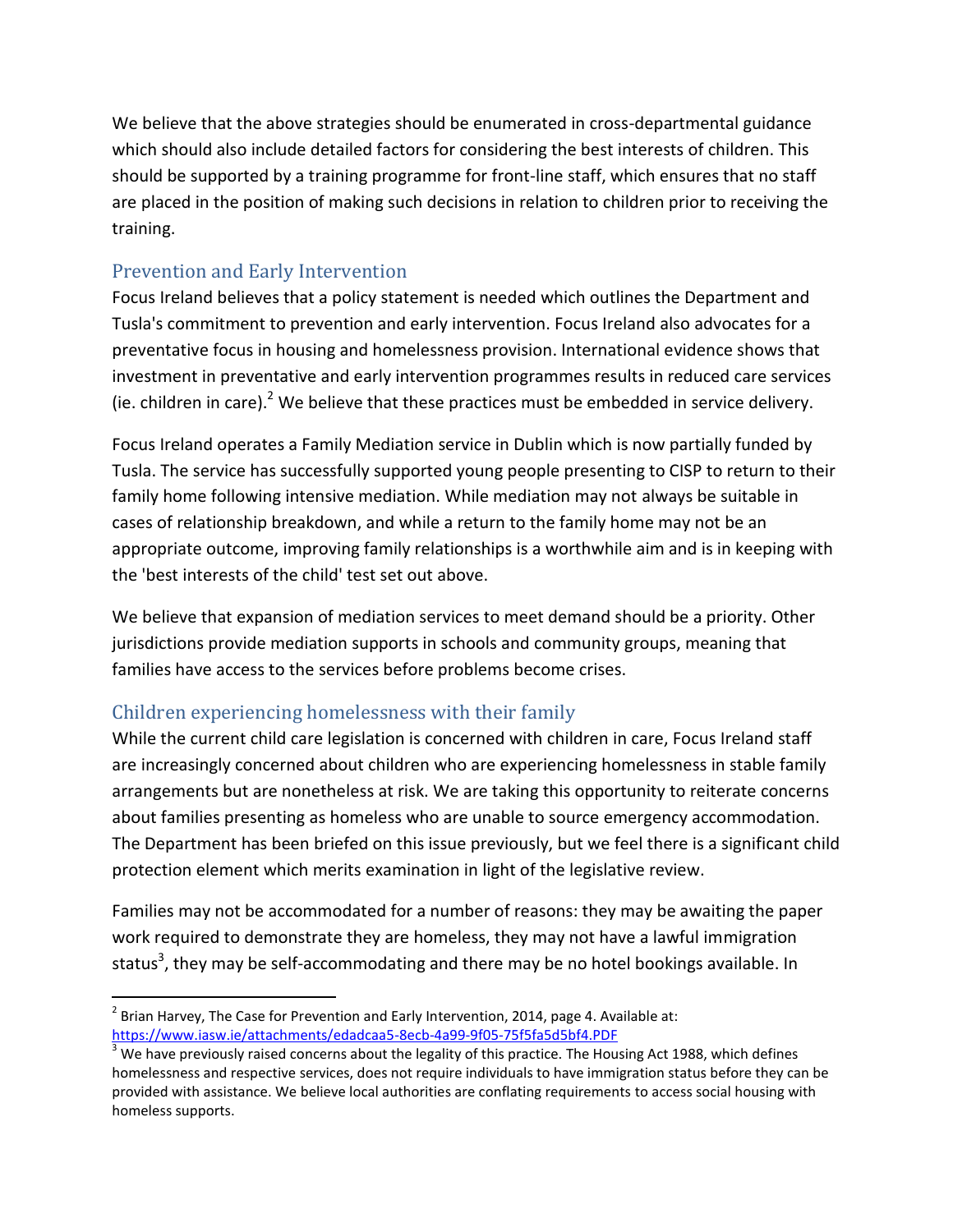We believe that the above strategies should be enumerated in cross-departmental guidance which should also include detailed factors for considering the best interests of children. This should be supported by a training programme for front-line staff, which ensures that no staff are placed in the position of making such decisions in relation to children prior to receiving the training.

## Prevention and Early Intervention

Focus Ireland believes that a policy statement is needed which outlines the Department and Tusla's commitment to prevention and early intervention. Focus Ireland also advocates for a preventative focus in housing and homelessness provision. International evidence shows that investment in preventative and early intervention programmes results in reduced care services (ie. children in care).[2] We believe that these practices must be embedded in service delivery.

Focus Ireland operates a Family Mediation service in Dublin which is now partially funded by Tusla. The service has successfully supported young people presenting to CISP to return to their family home following intensive mediation. While mediation may not always be suitable in cases of relationship breakdown, and while a return to the family home may not be an appropriate outcome, improving family relationships is a worthwhile aim and is in keeping with the 'best interests of the child' test set out above.

We believe that expansion of mediation services to meet demand should be a priority. Other jurisdictions provide mediation supports in schools and community groups, meaning that families have access to the services before problems become crises.

## Children experiencing homelessness with their family

While the current child care legislation is concerned with children in care, Focus Ireland staff are increasingly concerned about children who are experiencing homelessness in stable family arrangements but are nonetheless at risk. We are taking this opportunity to reiterate concerns about families presenting as homeless who are unable to source emergency accommodation. The Department has been briefed on this issue previously, but we feel there is a significant child protection element which merits examination in light of the legislative review.

Families may not be accommodated for a number of reasons: they may be awaiting the paper work required to demonstrate they are homeless, they may not have a lawful immigration status[3], they may be self-accommodating and there may be no hotel bookings available. In

---

[2] Brian Harvey, The Case for Prevention and Early Intervention, 2014, page 4. Available at: https://www.iasw.ie/attachments/edadcaa5-8ecb-4a99-9f05-75f5fa5d5bf4.PDF

[3] We have previously raised concerns about the legality of this practice. The Housing Act 1988, which defines homelessness and respective services, does not require individuals to have immigration status before they can be provided with assistance. We believe local authorities are conflating requirements to access social housing with homeless supports.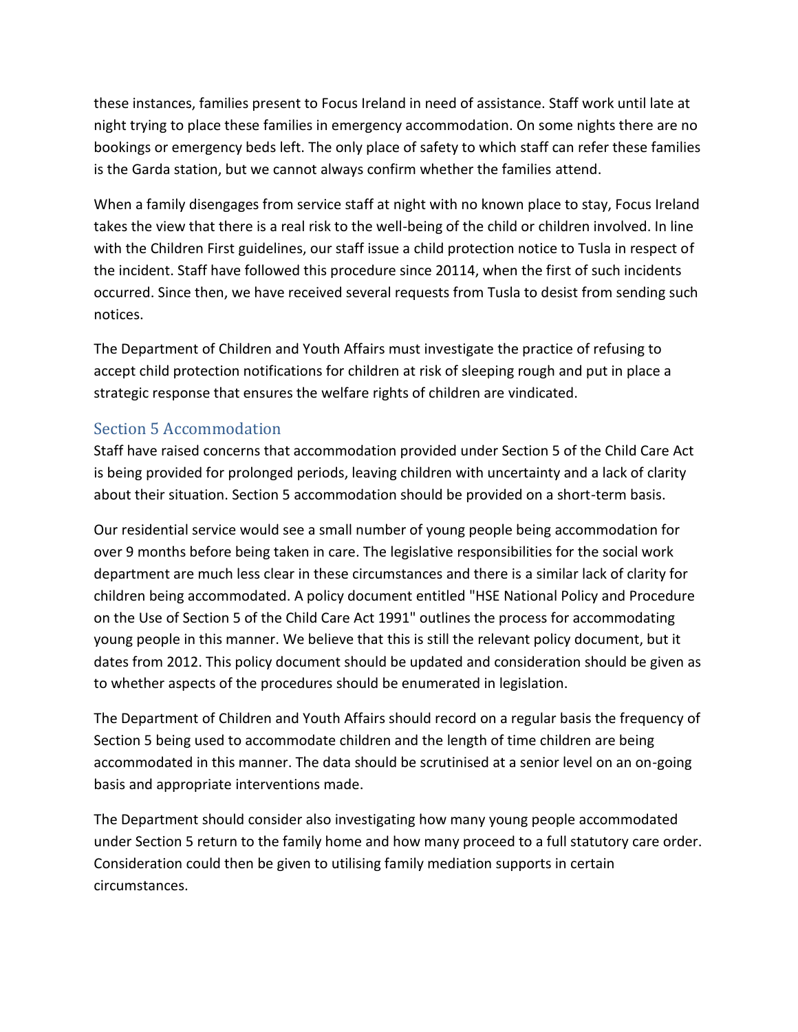these instances, families present to Focus Ireland in need of assistance. Staff work until late at night trying to place these families in emergency accommodation. On some nights there are no bookings or emergency beds left. The only place of safety to which staff can refer these families is the Garda station, but we cannot always confirm whether the families attend.

When a family disengages from service staff at night with no known place to stay, Focus Ireland takes the view that there is a real risk to the well-being of the child or children involved. In line with the Children First guidelines, our staff issue a child protection notice to Tusla in respect of the incident. Staff have followed this procedure since 20114, when the first of such incidents occurred. Since then, we have received several requests from Tusla to desist from sending such notices.

The Department of Children and Youth Affairs must investigate the practice of refusing to accept child protection notifications for children at risk of sleeping rough and put in place a strategic response that ensures the welfare rights of children are vindicated.

## Section 5 Accommodation

Staff have raised concerns that accommodation provided under Section 5 of the Child Care Act is being provided for prolonged periods, leaving children with uncertainty and a lack of clarity about their situation. Section 5 accommodation should be provided on a short-term basis.

Our residential service would see a small number of young people being accommodation for over 9 months before being taken in care. The legislative responsibilities for the social work department are much less clear in these circumstances and there is a similar lack of clarity for children being accommodated. A policy document entitled "HSE National Policy and Procedure on the Use of Section 5 of the Child Care Act 1991" outlines the process for accommodating young people in this manner. We believe that this is still the relevant policy document, but it dates from 2012. This policy document should be updated and consideration should be given as to whether aspects of the procedures should be enumerated in legislation.

The Department of Children and Youth Affairs should record on a regular basis the frequency of Section 5 being used to accommodate children and the length of time children are being accommodated in this manner. The data should be scrutinised at a senior level on an on-going basis and appropriate interventions made.

The Department should consider also investigating how many young people accommodated under Section 5 return to the family home and how many proceed to a full statutory care order. Consideration could then be given to utilising family mediation supports in certain circumstances.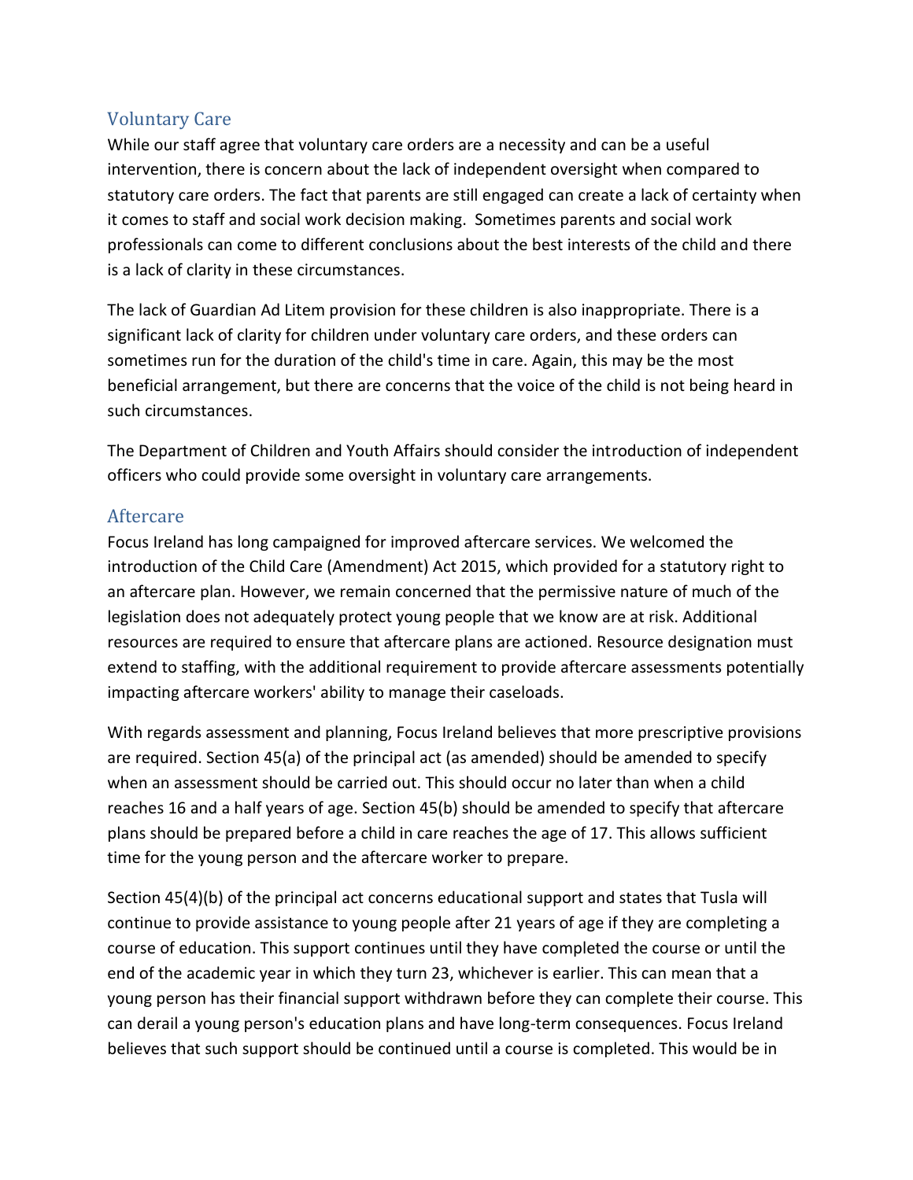## Voluntary Care

While our staff agree that voluntary care orders are a necessity and can be a useful intervention, there is concern about the lack of independent oversight when compared to statutory care orders. The fact that parents are still engaged can create a lack of certainty when it comes to staff and social work decision making. Sometimes parents and social work professionals can come to different conclusions about the best interests of the child and there is a lack of clarity in these circumstances.

The lack of Guardian Ad Litem provision for these children is also inappropriate. There is a significant lack of clarity for children under voluntary care orders, and these orders can sometimes run for the duration of the child's time in care. Again, this may be the most beneficial arrangement, but there are concerns that the voice of the child is not being heard in such circumstances.

The Department of Children and Youth Affairs should consider the introduction of independent officers who could provide some oversight in voluntary care arrangements.

## Aftercare

Focus Ireland has long campaigned for improved aftercare services. We welcomed the introduction of the Child Care (Amendment) Act 2015, which provided for a statutory right to an aftercare plan. However, we remain concerned that the permissive nature of much of the legislation does not adequately protect young people that we know are at risk. Additional resources are required to ensure that aftercare plans are actioned. Resource designation must extend to staffing, with the additional requirement to provide aftercare assessments potentially impacting aftercare workers' ability to manage their caseloads.

With regards assessment and planning, Focus Ireland believes that more prescriptive provisions are required. Section 45(a) of the principal act (as amended) should be amended to specify when an assessment should be carried out. This should occur no later than when a child reaches 16 and a half years of age. Section 45(b) should be amended to specify that aftercare plans should be prepared before a child in care reaches the age of 17. This allows sufficient time for the young person and the aftercare worker to prepare.

Section 45(4)(b) of the principal act concerns educational support and states that Tusla will continue to provide assistance to young people after 21 years of age if they are completing a course of education. This support continues until they have completed the course or until the end of the academic year in which they turn 23, whichever is earlier. This can mean that a young person has their financial support withdrawn before they can complete their course. This can derail a young person's education plans and have long-term consequences. Focus Ireland believes that such support should be continued until a course is completed. This would be in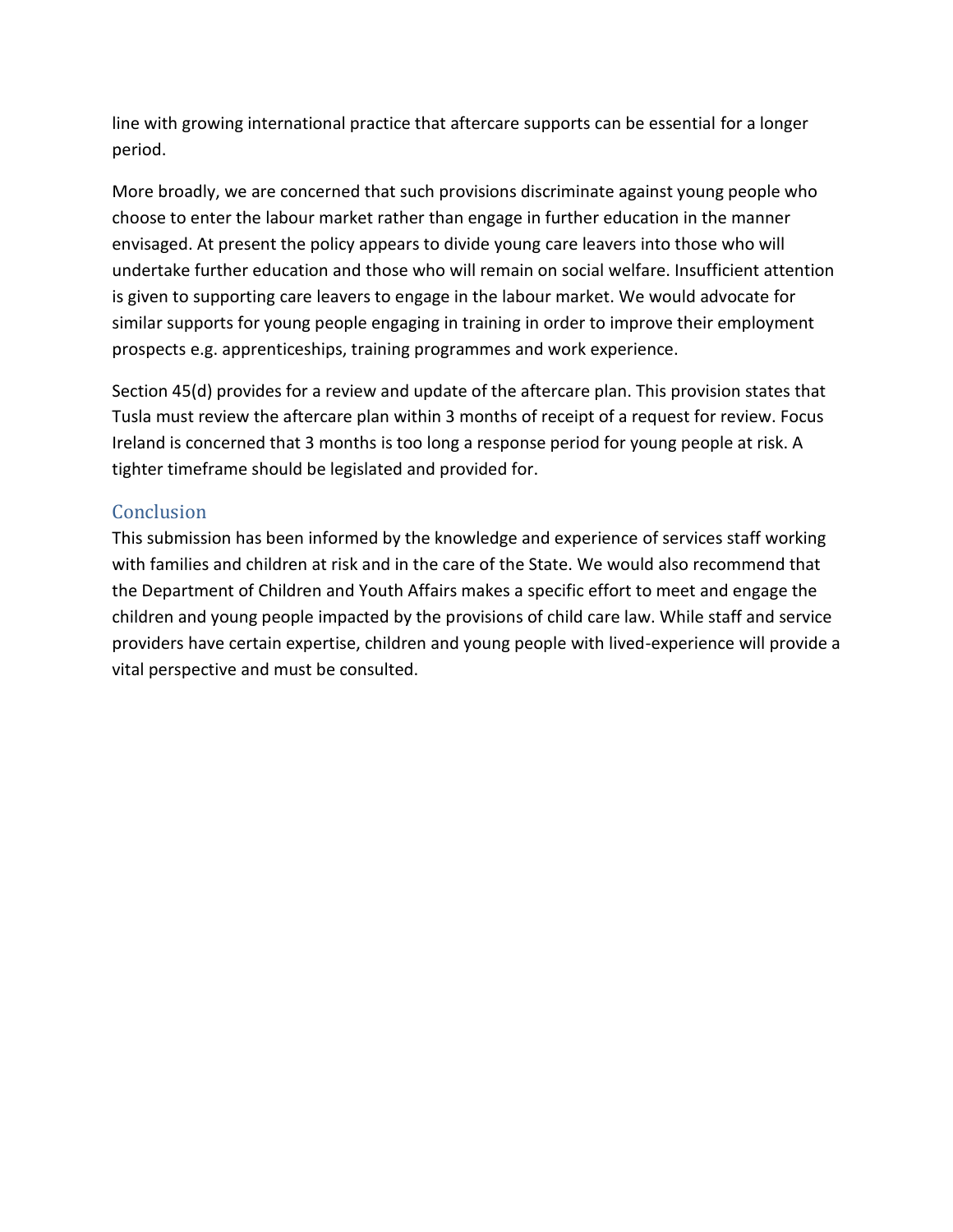line with growing international practice that aftercare supports can be essential for a longer period.

More broadly, we are concerned that such provisions discriminate against young people who choose to enter the labour market rather than engage in further education in the manner envisaged. At present the policy appears to divide young care leavers into those who will undertake further education and those who will remain on social welfare. Insufficient attention is given to supporting care leavers to engage in the labour market. We would advocate for similar supports for young people engaging in training in order to improve their employment prospects e.g. apprenticeships, training programmes and work experience.

Section 45(d) provides for a review and update of the aftercare plan. This provision states that Tusla must review the aftercare plan within 3 months of receipt of a request for review. Focus Ireland is concerned that 3 months is too long a response period for young people at risk. A tighter timeframe should be legislated and provided for.

## Conclusion

This submission has been informed by the knowledge and experience of services staff working with families and children at risk and in the care of the State. We would also recommend that the Department of Children and Youth Affairs makes a specific effort to meet and engage the children and young people impacted by the provisions of child care law. While staff and service providers have certain expertise, children and young people with lived-experience will provide a vital perspective and must be consulted.